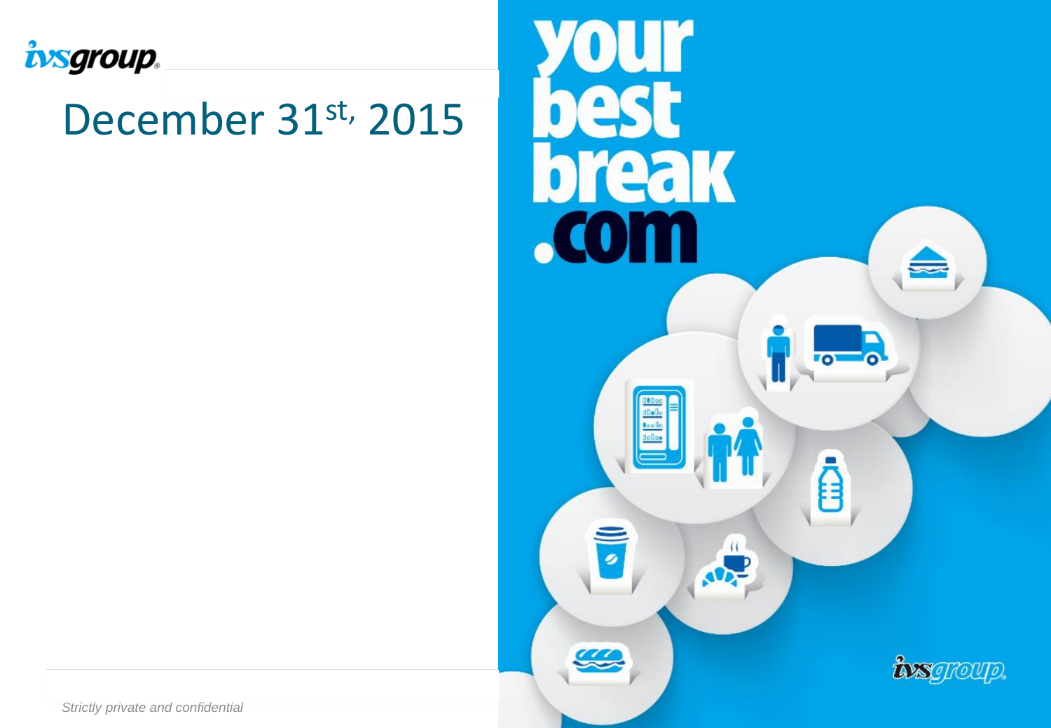ivsgroup

# December 31st, 2015

your best break .com

ivsgroup

*Strictly private and confidential*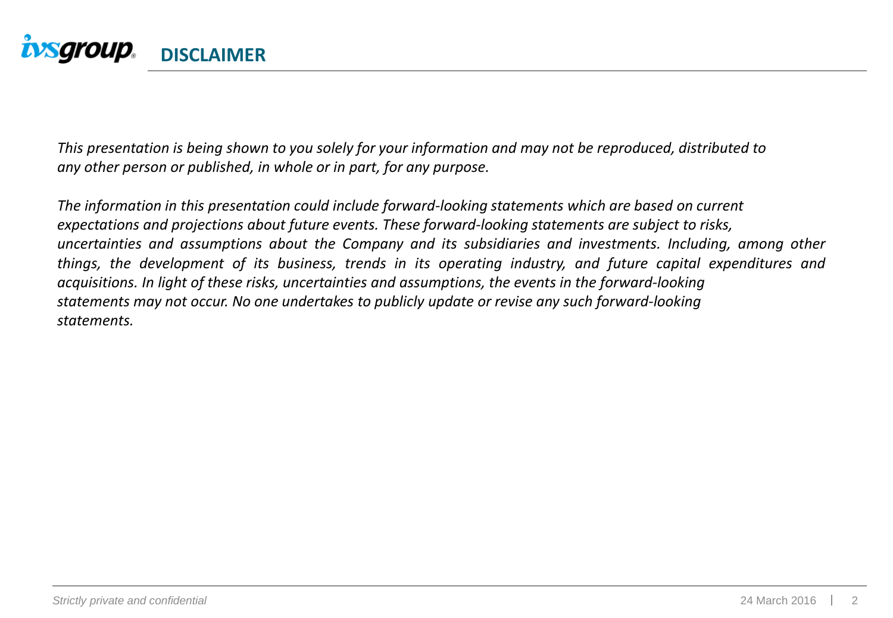# DISCLAIMER

*This presentation is being shown to you solely for your information and may not be reproduced, distributed to any other person or published, in whole or in part, for any purpose.*

*The information in this presentation could include forward-looking statements which are based on current expectations and projections about future events. These forward-looking statements are subject to risks, uncertainties and assumptions about the Company and its subsidiaries and investments. Including, among other things, the development of its business, trends in its operating industry, and future capital expenditures and acquisitions. In light of these risks, uncertainties and assumptions, the events in the forward-looking statements may not occur. No one undertakes to publicly update or revise any such forward-looking statements.*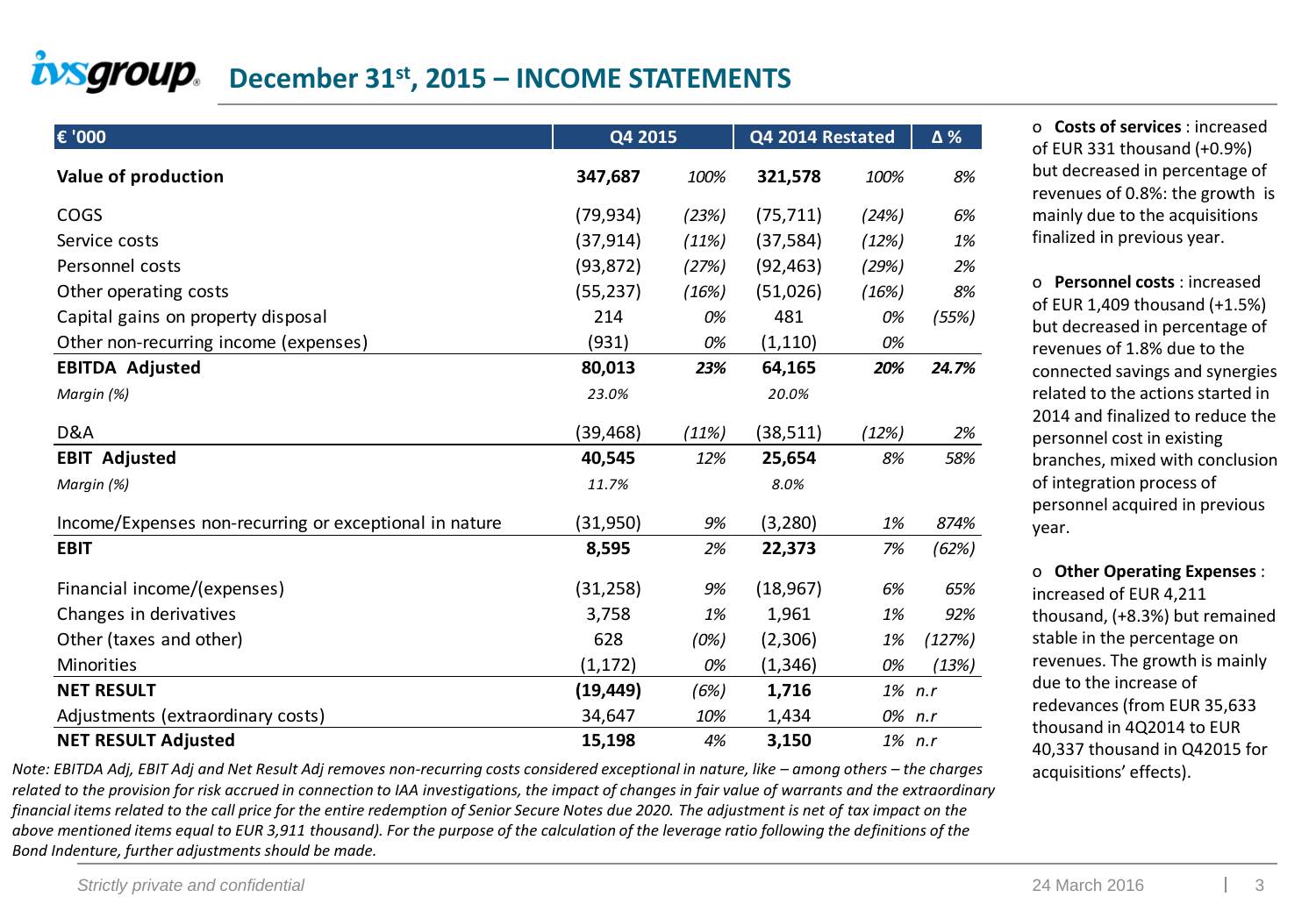# December 31st, 2015 – INCOME STATEMENTS

| € '000 | Q4 2015 | | Q4 2014 Restated | | Δ % |
|---|---|---|---|---|---|
| **Value of production** | **347,687** | *100%* | **321,578** | *100%* | *8%* |
| COGS | (79,934) | *(23%)* | (75,711) | *(24%)* | *6%* |
| Service costs | (37,914) | *(11%)* | (37,584) | *(12%)* | *1%* |
| Personnel costs | (93,872) | *(27%)* | (92,463) | *(29%)* | *2%* |
| Other operating costs | (55,237) | *(16%)* | (51,026) | *(16%)* | *8%* |
| Capital gains on property disposal | 214 | *0%* | 481 | *0%* | *(55%)* |
| Other non-recurring income (expenses) | (931) | *0%* | (1,110) | *0%* | |
| **EBITDA Adjusted** | **80,013** | ***23%*** | **64,165** | ***20%*** | ***24.7%*** |
| *Margin (%)* | *23.0%* | | *20.0%* | | |
| D&A | (39,468) | *(11%)* | (38,511) | *(12%)* | *2%* |
| **EBIT Adjusted** | **40,545** | *12%* | **25,654** | *8%* | *58%* |
| *Margin (%)* | *11.7%* | | *8.0%* | | |
| Income/Expenses non-recurring or exceptional in nature | (31,950) | *9%* | (3,280) | *1%* | *874%* |
| **EBIT** | **8,595** | *2%* | **22,373** | *7%* | *(62%)* |
| Financial income/(expenses) | (31,258) | *9%* | (18,967) | *6%* | *65%* |
| Changes in derivatives | 3,758 | *1%* | 1,961 | *1%* | *92%* |
| Other (taxes and other) | 628 | *(0%)* | (2,306) | *1%* | *(127%)* |
| Minorities | (1,172) | *0%* | (1,346) | *0%* | *(13%)* |
| **NET RESULT** | **(19,449)** | *(6%)* | **1,716** | *1%* | *n.r* |
| Adjustments (extraordinary costs) | 34,647 | *10%* | 1,434 | *0%* | *n.r* |
| **NET RESULT Adjusted** | **15,198** | *4%* | **3,150** | *1%* | *n.r* |

*Note: EBITDA Adj, EBIT Adj and Net Result Adj removes non-recurring costs considered exceptional in nature, like – among others – the charges related to the provision for risk accrued in connection to IAA investigations, the impact of changes in fair value of warrants and the extraordinary financial items related to the call price for the entire redemption of Senior Secure Notes due 2020. The adjustment is net of tax impact on the above mentioned items equal to EUR 3,911 thousand). For the purpose of the calculation of the leverage ratio following the definitions of the Bond Indenture, further adjustments should be made.*

- **Costs of services** : increased of EUR 331 thousand (+0.9%) but decreased in percentage of revenues of 0.8%: the growth is mainly due to the acquisitions finalized in previous year.
- **Personnel costs** : increased of EUR 1,409 thousand (+1.5%) but decreased in percentage of revenues of 1.8% due to the connected savings and synergies related to the actions started in 2014 and finalized to reduce the personnel cost in existing branches, mixed with conclusion of integration process of personnel acquired in previous year.
- **Other Operating Expenses** : increased of EUR 4,211 thousand, (+8.3%) but remained stable in the percentage on revenues. The growth is mainly due to the increase of redevances (from EUR 35,633 thousand in 4Q2014 to EUR 40,337 thousand in Q42015 for acquisitions' effects).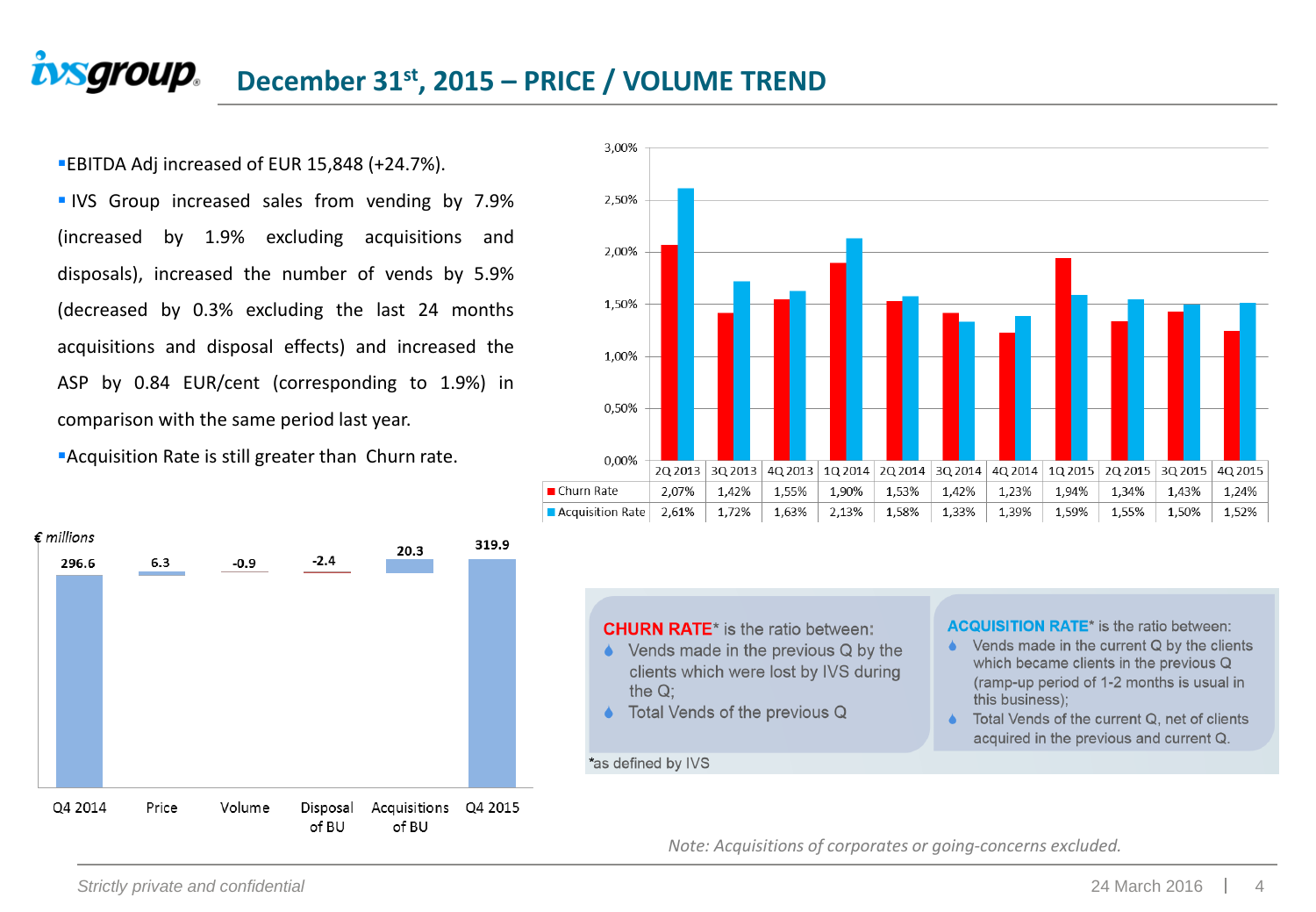# December 31st, 2015 – PRICE / VOLUME TREND

- EBITDA Adj increased of EUR 15,848 (+24.7%).
- IVS Group increased sales from vending by 7.9% (increased by 1.9% excluding acquisitions and disposals), increased the number of vends by 5.9% (decreased by 0.3% excluding the last 24 months acquisitions and disposal effects) and increased the ASP by 0.84 EUR/cent (corresponding to 1.9%) in comparison with the same period last year.
- Acquisition Rate is still greater than Churn rate.

|  | 2Q 2013 | 3Q 2013 | 4Q 2013 | 1Q 2014 | 2Q 2014 | 3Q 2014 | 4Q 2014 | 1Q 2015 | 2Q 2015 | 3Q 2015 | 4Q 2015 |
|---|---|---|---|---|---|---|---|---|---|---|---|
| Churn Rate | 2,07% | 1,42% | 1,55% | 1,90% | 1,53% | 1,42% | 1,23% | 1,94% | 1,34% | 1,43% | 1,24% |
| Acquisition Rate | 2,61% | 1,72% | 1,63% | 2,13% | 1,58% | 1,33% | 1,39% | 1,59% | 1,55% | 1,50% | 1,52% |

*€ millions*

| Q4 2014 | Price | Volume | Disposal of BU | Acquisitions of BU | Q4 2015 |
|---|---|---|---|---|---|
| 296.6 | 6.3 | -0.9 | -2.4 | 20.3 | 319.9 |

**CHURN RATE*** is the ratio between:
- Vends made in the previous Q by the clients which were lost by IVS during the Q;
- Total Vends of the previous Q

**ACQUISITION RATE*** is the ratio between:
- Vends made in the current Q by the clients which became clients in the previous Q (ramp-up period of 1-2 months is usual in this business);
- Total Vends of the current Q, net of clients acquired in the previous and current Q.

*as defined by IVS

*Note: Acquisitions of corporates or going-concerns excluded.*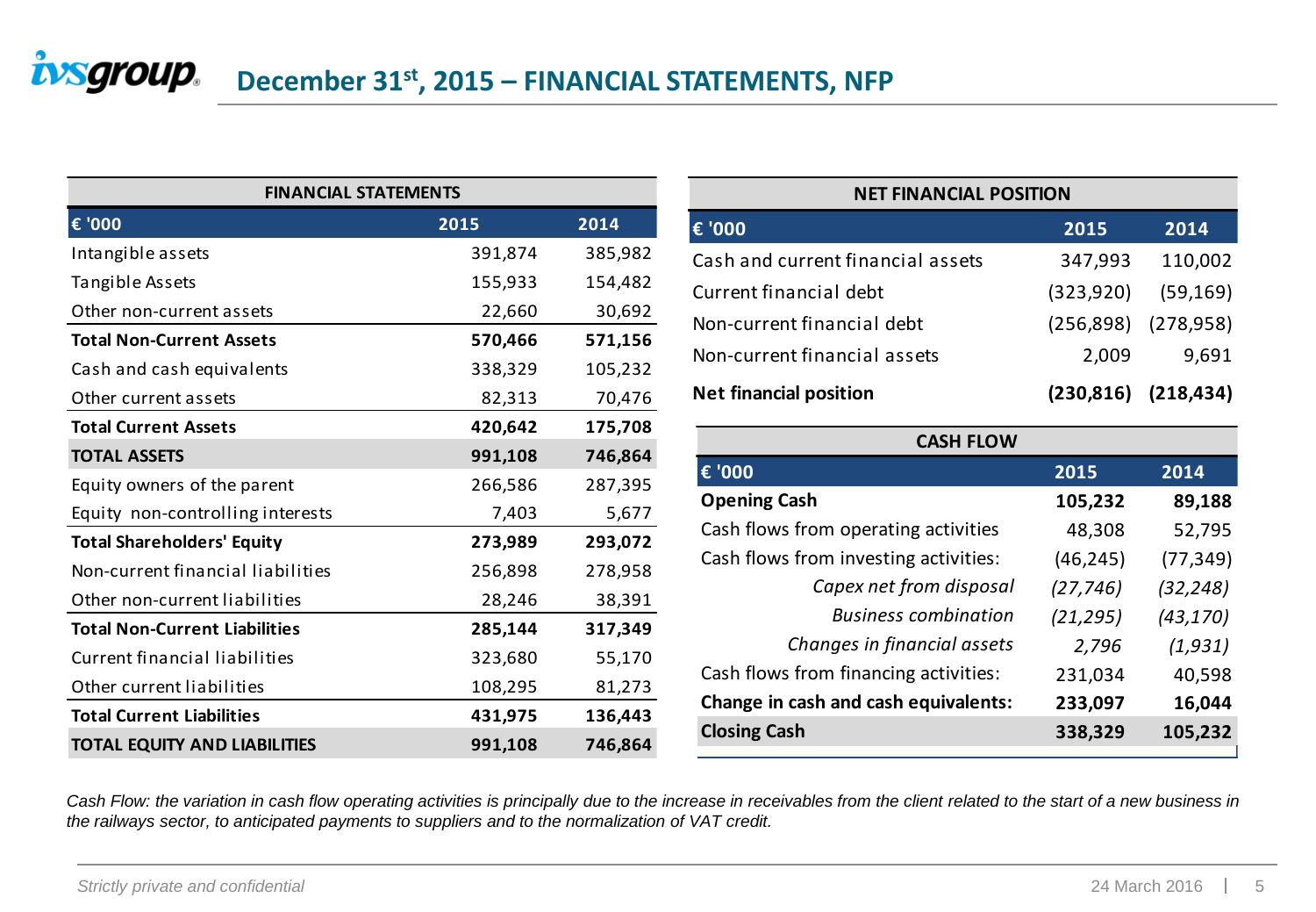# December 31st, 2015 – FINANCIAL STATEMENTS, NFP

**FINANCIAL STATEMENTS**

| € '000 | 2015 | 2014 |
|---|---|---|
| Intangible assets | 391,874 | 385,982 |
| Tangible Assets | 155,933 | 154,482 |
| Other non-current assets | 22,660 | 30,692 |
| **Total Non-Current Assets** | **570,466** | **571,156** |
| Cash and cash equivalents | 338,329 | 105,232 |
| Other current assets | 82,313 | 70,476 |
| **Total Current Assets** | **420,642** | **175,708** |
| **TOTAL ASSETS** | **991,108** | **746,864** |
| Equity owners of the parent | 266,586 | 287,395 |
| Equity non-controlling interests | 7,403 | 5,677 |
| **Total Shareholders' Equity** | **273,989** | **293,072** |
| Non-current financial liabilities | 256,898 | 278,958 |
| Other non-current liabilities | 28,246 | 38,391 |
| **Total Non-Current Liabilities** | **285,144** | **317,349** |
| Current financial liabilities | 323,680 | 55,170 |
| Other current liabilities | 108,295 | 81,273 |
| **Total Current Liabilities** | **431,975** | **136,443** |
| **TOTAL EQUITY AND LIABILITIES** | **991,108** | **746,864** |

**NET FINANCIAL POSITION**

| € '000 | 2015 | 2014 |
|---|---|---|
| Cash and current financial assets | 347,993 | 110,002 |
| Current financial debt | (323,920) | (59,169) |
| Non-current financial debt | (256,898) | (278,958) |
| Non-current financial assets | 2,009 | 9,691 |
| **Net financial position** | **(230,816)** | **(218,434)** |

**CASH FLOW**

| € '000 | 2015 | 2014 |
|---|---|---|
| **Opening Cash** | **105,232** | **89,188** |
| Cash flows from operating activities | 48,308 | 52,795 |
| Cash flows from investing activities: | (46,245) | (77,349) |
| *Capex net from disposal* | *(27,746)* | *(32,248)* |
| *Business combination* | *(21,295)* | *(43,170)* |
| *Changes in financial assets* | *2,796* | *(1,931)* |
| Cash flows from financing activities: | 231,034 | 40,598 |
| **Change in cash and cash equivalents:** | **233,097** | **16,044** |
| **Closing Cash** | **338,329** | **105,232** |

*Cash Flow: the variation in cash flow operating activities is principally due to the increase in receivables from the client related to the start of a new business in the railways sector, to anticipated payments to suppliers and to the normalization of VAT credit.*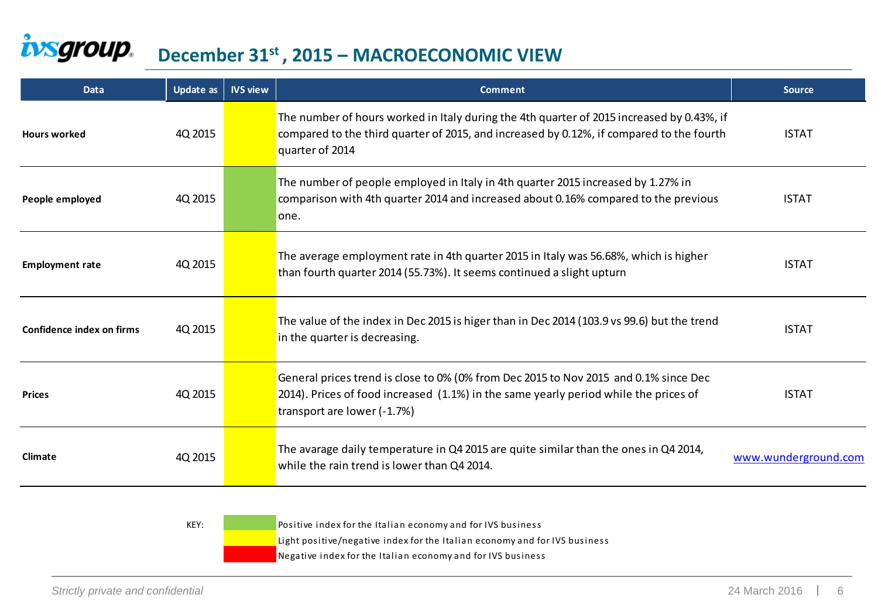## December 31st, 2015 – MACROECONOMIC VIEW

| Data | Update as | IVS view | Comment | Source |
|---|---|---|---|---|
| **Hours worked** | 4Q 2015 | Yellow | The number of hours worked in Italy during the 4th quarter of 2015 increased by 0.43%, if compared to the third quarter of 2015, and increased by 0.12%, if compared to the fourth quarter of 2014 | ISTAT |
| **People employed** | 4Q 2015 | Green | The number of people employed in Italy in 4th quarter 2015 increased by 1.27% in comparison with 4th quarter 2014 and increased about 0.16% compared to the previous one. | ISTAT |
| **Employment rate** | 4Q 2015 | Yellow | The average employment rate in 4th quarter 2015 in Italy was 56.68%, which is higher than fourth quarter 2014 (55.73%). It seems continued a slight upturn | ISTAT |
| **Confidence index on firms** | 4Q 2015 | Yellow | The value of the index in Dec 2015 is higer than in Dec 2014 (103.9 vs 99.6) but the trend in the quarter is decreasing. | ISTAT |
| **Prices** | 4Q 2015 | Yellow | General prices trend is close to 0% (0% from Dec 2015 to Nov 2015 and 0.1% since Dec 2014). Prices of food increased (1.1%) in the same yearly period while the prices of transport are lower (-1.7%) | ISTAT |
| **Climate** | 4Q 2015 | Yellow | The avarage daily temperature in Q4 2015 are quite similar than the ones in Q4 2014, while the rain trend is lower than Q4 2014. | www.wunderground.com |

KEY:

- Green: Positive index for the Italian economy and for IVS business
- Yellow: Light positive/negative index for the Italian economy and for IVS business
- Red: Negative index for the Italian economy and for IVS business

*Strictly private and confidential*

24 March 2016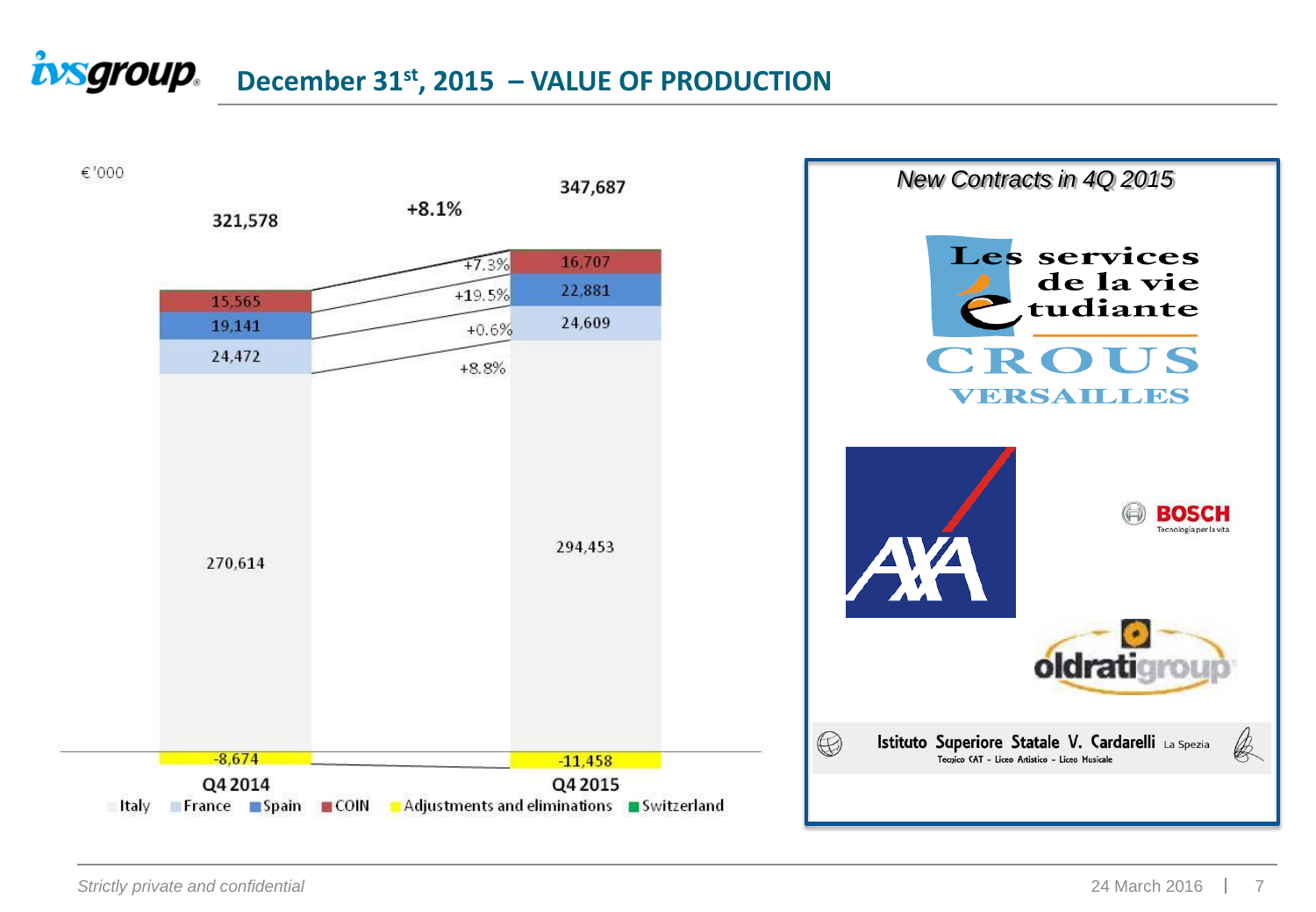# December 31st, 2015 – VALUE OF PRODUCTION

€'000

| | Q4 2014 | Change | Q4 2015 |
|---|---|---|---|
| Italy | 270,614 | +8.8% | 294,453 |
| France | 24,472 | +0.6% | 24,609 |
| Spain | 19,141 | +19.5% | 22,881 |
| COIN | 15,565 | +7.3% | 16,707 |
| Adjustments and eliminations | -8,674 | | -11,458 |
| **Total** | **321,578** | **+8.1%** | **347,687** |

Italy | France | Spain | COIN | Adjustments and eliminations | Switzerland

*New Contracts in 4Q 2015*

- Les services de la vie étudiante – CROUS VERSAILLES
- AXA
- BOSCH Tecnologia per la vita
- oldratigroup
- Istituto Superiore Statale V. Cardarelli La Spezia – Tecnico CAT - Liceo Artistico - Liceo Musicale

*Strictly private and confidential*

24 March 2016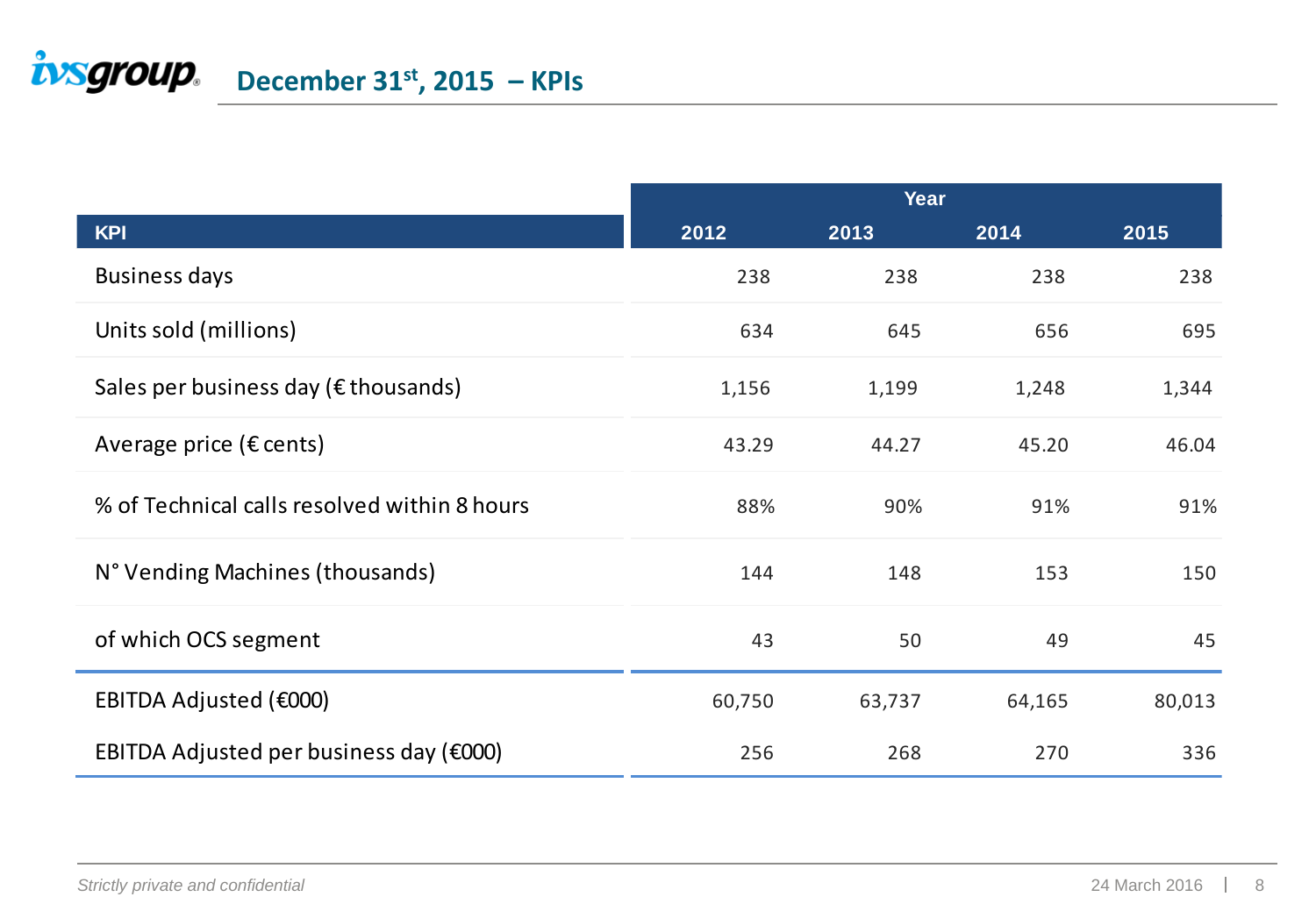# December 31st, 2015 – KPIs

| KPI | Year | | | |
|---|---|---|---|---|
| | 2012 | 2013 | 2014 | 2015 |
| Business days | 238 | 238 | 238 | 238 |
| Units sold (millions) | 634 | 645 | 656 | 695 |
| Sales per business day (€ thousands) | 1,156 | 1,199 | 1,248 | 1,344 |
| Average price (€ cents) | 43.29 | 44.27 | 45.20 | 46.04 |
| % of Technical calls resolved within 8 hours | 88% | 90% | 91% | 91% |
| N° Vending Machines (thousands) | 144 | 148 | 153 | 150 |
| of which OCS segment | 43 | 50 | 49 | 45 |
| EBITDA Adjusted (€000) | 60,750 | 63,737 | 64,165 | 80,013 |
| EBITDA Adjusted per business day (€000) | 256 | 268 | 270 | 336 |

*Strictly private and confidential*

24 March 2016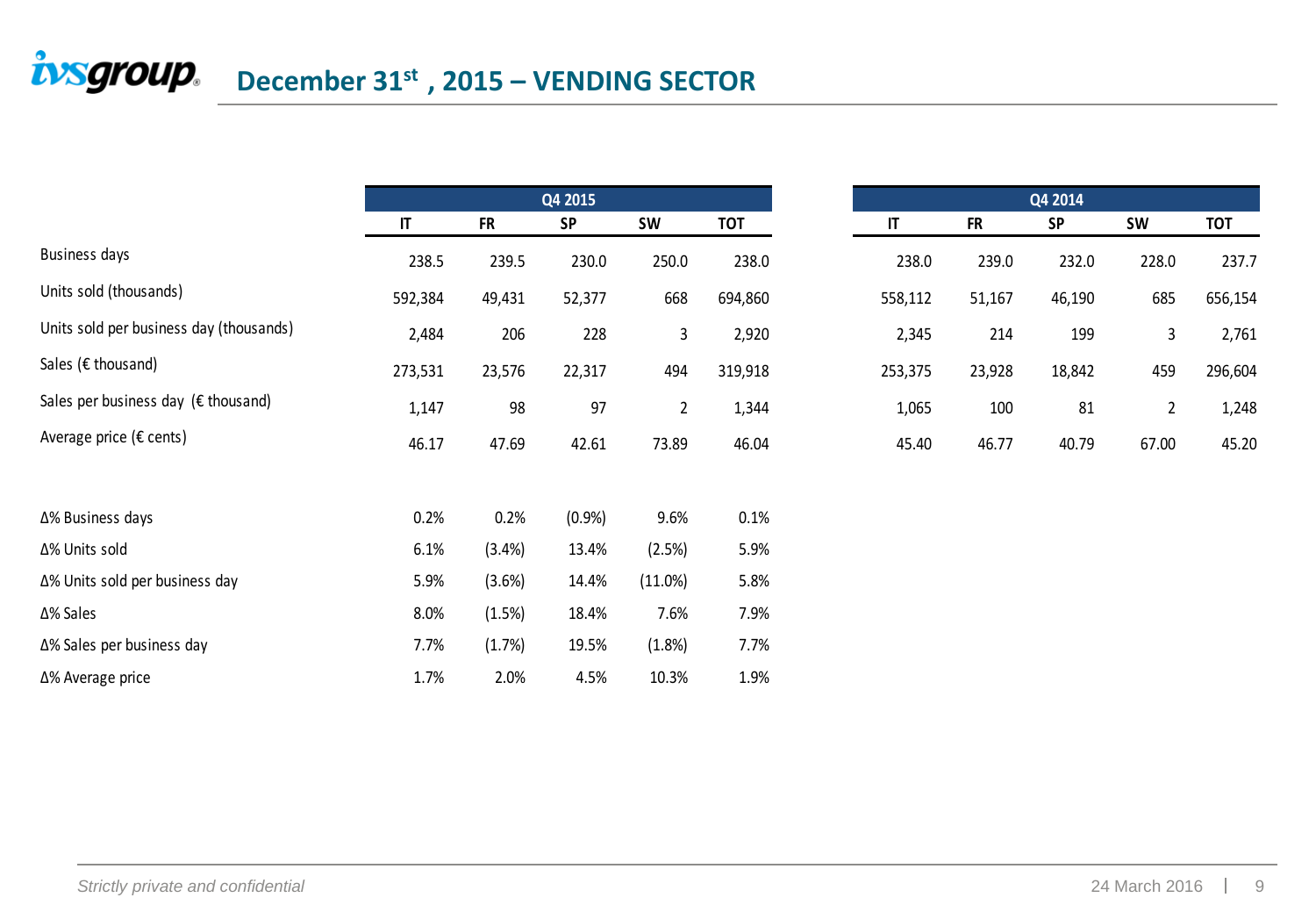# December 31st , 2015 – VENDING SECTOR

| | Q4 2015 | | | | | Q4 2014 | | | | |
|---|---|---|---|---|---|---|---|---|---|---|
| | IT | FR | SP | SW | TOT | IT | FR | SP | SW | TOT |
| Business days | 238.5 | 239.5 | 230.0 | 250.0 | 238.0 | 238.0 | 239.0 | 232.0 | 228.0 | 237.7 |
| Units sold (thousands) | 592,384 | 49,431 | 52,377 | 668 | 694,860 | 558,112 | 51,167 | 46,190 | 685 | 656,154 |
| Units sold per business day (thousands) | 2,484 | 206 | 228 | 3 | 2,920 | 2,345 | 214 | 199 | 3 | 2,761 |
| Sales (€ thousand) | 273,531 | 23,576 | 22,317 | 494 | 319,918 | 253,375 | 23,928 | 18,842 | 459 | 296,604 |
| Sales per business day (€ thousand) | 1,147 | 98 | 97 | 2 | 1,344 | 1,065 | 100 | 81 | 2 | 1,248 |
| Average price (€ cents) | 46.17 | 47.69 | 42.61 | 73.89 | 46.04 | 45.40 | 46.77 | 40.79 | 67.00 | 45.20 |

| | IT | FR | SP | SW | TOT |
|---|---|---|---|---|---|
| Δ% Business days | 0.2% | 0.2% | (0.9%) | 9.6% | 0.1% |
| Δ% Units sold | 6.1% | (3.4%) | 13.4% | (2.5%) | 5.9% |
| Δ% Units sold per business day | 5.9% | (3.6%) | 14.4% | (11.0%) | 5.8% |
| Δ% Sales | 8.0% | (1.5%) | 18.4% | 7.6% | 7.9% |
| Δ% Sales per business day | 7.7% | (1.7%) | 19.5% | (1.8%) | 7.7% |
| Δ% Average price | 1.7% | 2.0% | 4.5% | 10.3% | 1.9% |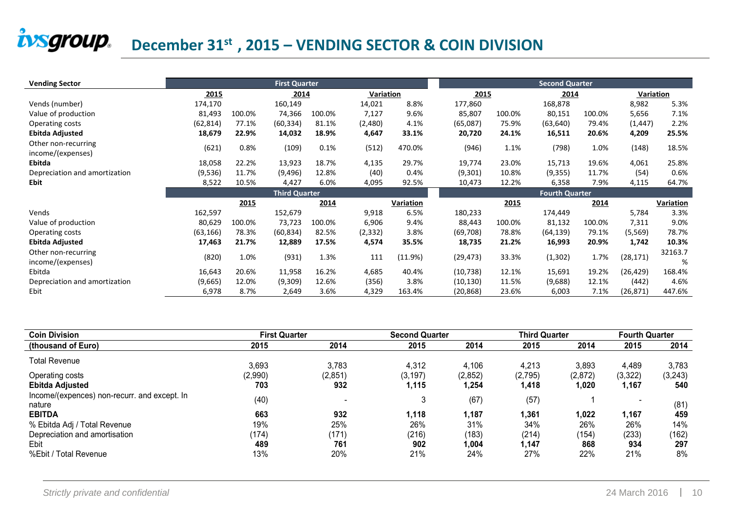# December 31st , 2015 – VENDING SECTOR & COIN DIVISION

| Vending Sector | First Quarter | | | | | | Second Quarter | | | | | |
|---|---|---|---|---|---|---|---|---|---|---|---|---|
| | 2015 | | 2014 | | Variation | | 2015 | | 2014 | | Variation | |
| Vends (number) | 174,170 | | 160,149 | | 14,021 | 8.8% | 177,860 | | 168,878 | | 8,982 | 5.3% |
| Value of production | 81,493 | 100.0% | 74,366 | 100.0% | 7,127 | 9.6% | 85,807 | 100.0% | 80,151 | 100.0% | 5,656 | 7.1% |
| Operating costs | (62,814) | 77.1% | (60,334) | 81.1% | (2,480) | 4.1% | (65,087) | 75.9% | (63,640) | 79.4% | (1,447) | 2.2% |
| **Ebitda Adjusted** | **18,679** | **22.9%** | **14,032** | **18.9%** | **4,647** | **33.1%** | **20,720** | **24.1%** | **16,511** | **20.6%** | **4,209** | **25.5%** |
| Other non-recurring income/(expenses) | (621) | 0.8% | (109) | 0.1% | (512) | 470.0% | (946) | 1.1% | (798) | 1.0% | (148) | 18.5% |
| **Ebitda** | 18,058 | 22.2% | 13,923 | 18.7% | 4,135 | 29.7% | 19,774 | 23.0% | 15,713 | 19.6% | 4,061 | 25.8% |
| Depreciation and amortization | (9,536) | 11.7% | (9,496) | 12.8% | (40) | 0.4% | (9,301) | 10.8% | (9,355) | 11.7% | (54) | 0.6% |
| **Ebit** | 8,522 | 10.5% | 4,427 | 6.0% | 4,095 | 92.5% | 10,473 | 12.2% | 6,358 | 7.9% | 4,115 | 64.7% |
| | Third Quarter | | | | | | Fourth Quarter | | | | | |
| | 2015 | | 2014 | | Variation | | 2015 | | 2014 | | Variation | |
| Vends | 162,597 | | 152,679 | | 9,918 | 6.5% | 180,233 | | 174,449 | | 5,784 | 3.3% |
| Value of production | 80,629 | 100.0% | 73,723 | 100.0% | 6,906 | 9.4% | 88,443 | 100.0% | 81,132 | 100.0% | 7,311 | 9.0% |
| Operating costs | (63,166) | 78.3% | (60,834) | 82.5% | (2,332) | 3.8% | (69,708) | 78.8% | (64,139) | 79.1% | (5,569) | 78.7% |
| **Ebitda Adjusted** | **17,463** | **21.7%** | **12,889** | **17.5%** | **4,574** | **35.5%** | **18,735** | **21.2%** | **16,993** | **20.9%** | **1,742** | **10.3%** |
| Other non-recurring income/(expenses) | (820) | 1.0% | (931) | 1.3% | 111 | (11.9%) | (29,473) | 33.3% | (1,302) | 1.7% | (28,171) | 32163.7% |
| Ebitda | 16,643 | 20.6% | 11,958 | 16.2% | 4,685 | 40.4% | (10,738) | 12.1% | 15,691 | 19.2% | (26,429) | 168.4% |
| Depreciation and amortization | (9,665) | 12.0% | (9,309) | 12.6% | (356) | 3.8% | (10,130) | 11.5% | (9,688) | 12.1% | (442) | 4.6% |
| Ebit | 6,978 | 8.7% | 2,649 | 3.6% | 4,329 | 163.4% | (20,868) | 23.6% | 6,003 | 7.1% | (26,871) | 447.6% |

| Coin Division | First Quarter | | Second Quarter | | Third Quarter | | Fourth Quarter | |
|---|---|---|---|---|---|---|---|---|
| (thousand of Euro) | 2015 | 2014 | 2015 | 2014 | 2015 | 2014 | 2015 | 2014 |
| Total Revenue | 3,693 | 3,783 | 4,312 | 4,106 | 4,213 | 3,893 | 4,489 | 3,783 |
| Operating costs | (2,990) | (2,851) | (3,197) | (2,852) | (2,795) | (2,872) | (3,322) | (3,243) |
| **Ebitda Adjusted** | **703** | **932** | **1,115** | **1,254** | **1,418** | **1,020** | **1,167** | **540** |
| Income/(expences) non-recurr. and except. In nature | (40) | - | 3 | (67) | (57) | 1 | - | (81) |
| **EBITDA** | **663** | **932** | **1,118** | **1,187** | **1,361** | **1,022** | **1,167** | **459** |
| % Ebitda Adj / Total Revenue | 19% | 25% | 26% | 31% | 34% | 26% | 26% | 14% |
| Depreciation and amortisation | (174) | (171) | (216) | (183) | (214) | (154) | (233) | (162) |
| Ebit | **489** | **761** | **902** | **1,004** | **1,147** | **868** | **934** | **297** |
| %Ebit / Total Revenue | 13% | 20% | 21% | 24% | 27% | 22% | 21% | 8% |

*Strictly private and confidential*

24 March 2016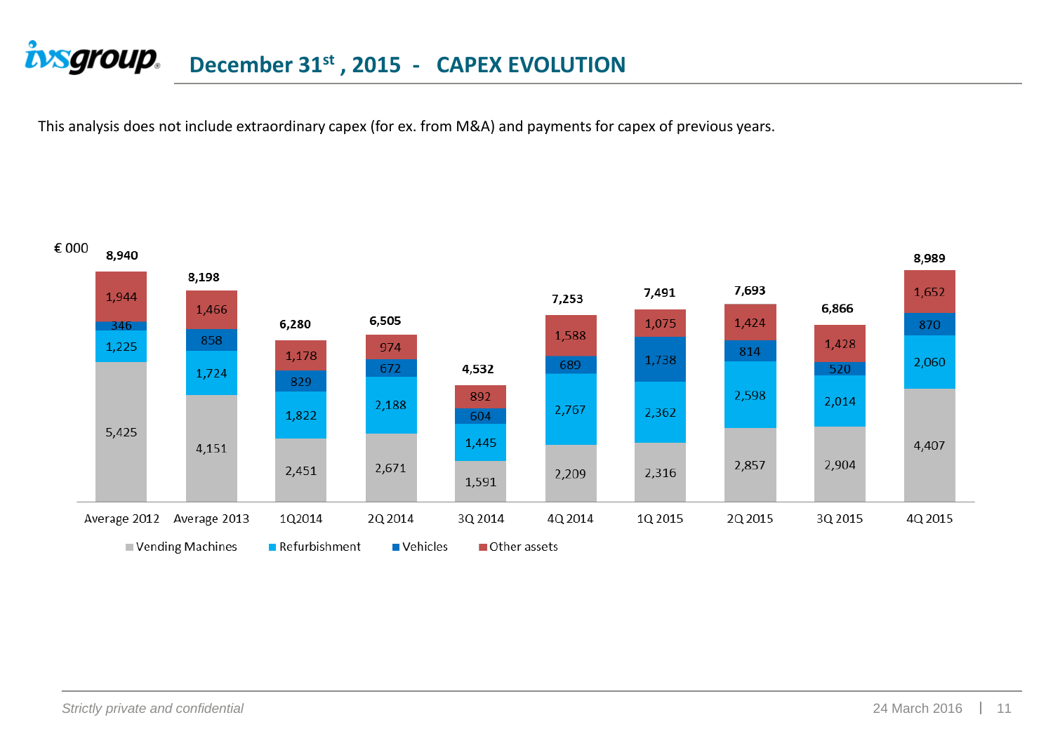# December 31st , 2015 - CAPEX EVOLUTION

This analysis does not include extraordinary capex (for ex. from M&A) and payments for capex of previous years.

€ 000

| | Average 2012 | Average 2013 | 1Q2014 | 2Q 2014 | 3Q 2014 | 4Q 2014 | 1Q 2015 | 2Q 2015 | 3Q 2015 | 4Q 2015 |
|---|---|---|---|---|---|---|---|---|---|---|
| Vending Machines | 5,425 | 4,151 | 2,451 | 2,671 | 1,591 | 2,209 | 2,316 | 2,857 | 2,904 | 4,407 |
| Refurbishment | 1,225 | 1,724 | 1,822 | 2,188 | 1,445 | 2,767 | 2,362 | 2,598 | 2,014 | 2,060 |
| Vehicles | 346 | 858 | 829 | 672 | 604 | 689 | 1,738 | 814 | 520 | 870 |
| Other assets | 1,944 | 1,466 | 1,178 | 974 | 892 | 1,588 | 1,075 | 1,424 | 1,428 | 1,652 |
| **Total** | **8,940** | **8,198** | **6,280** | **6,505** | **4,532** | **7,253** | **7,491** | **7,693** | **6,866** | **8,989** |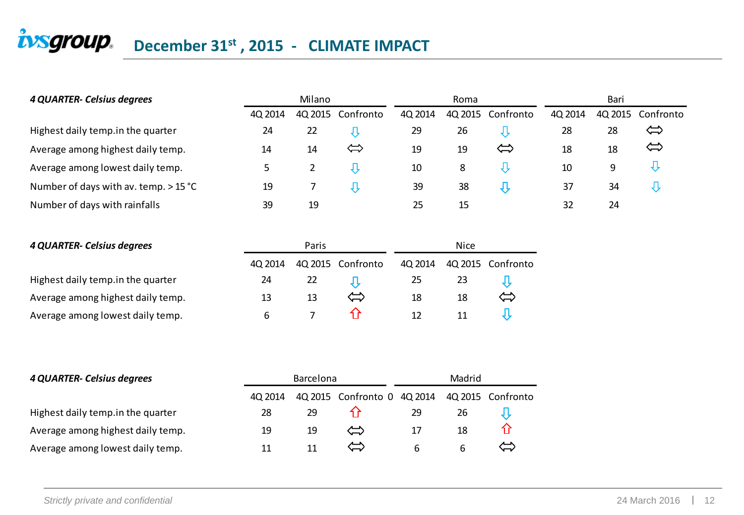# December 31st , 2015 - CLIMATE IMPACT

| *4 QUARTER- Celsius degrees* | Milano | | | Roma | | | Bari | | |
|---|---|---|---|---|---|---|---|---|---|
| | 4Q 2014 | 4Q 2015 | Confronto | 4Q 2014 | 4Q 2015 | Confronto | 4Q 2014 | 4Q 2015 | Confronto |
| Highest daily temp.in the quarter | 24 | 22 | ⇩ | 29 | 26 | ⇩ | 28 | 28 | ⇔ |
| Average among highest daily temp. | 14 | 14 | ⇔ | 19 | 19 | ⇔ | 18 | 18 | ⇔ |
| Average among lowest daily temp. | 5 | 2 | ⇩ | 10 | 8 | ⇩ | 10 | 9 | ⇩ |
| Number of days with av. temp. > 15 °C | 19 | 7 | ⇩ | 39 | 38 | ⇩ | 37 | 34 | ⇩ |
| Number of days with rainfalls | 39 | 19 | | 25 | 15 | | 32 | 24 | |

| *4 QUARTER- Celsius degrees* | Paris | | | Nice | | |
|---|---|---|---|---|---|---|
| | 4Q 2014 | 4Q 2015 | Confronto | 4Q 2014 | 4Q 2015 | Confronto |
| Highest daily temp.in the quarter | 24 | 22 | ⇩ | 25 | 23 | ⇩ |
| Average among highest daily temp. | 13 | 13 | ⇔ | 18 | 18 | ⇔ |
| Average among lowest daily temp. | 6 | 7 | ⇧ | 12 | 11 | ⇩ |

| *4 QUARTER- Celsius degrees* | Barcelona | | | | Madrid | | |
|---|---|---|---|---|---|---|---|
| | 4Q 2014 | 4Q 2015 | Confronto | 0 | 4Q 2014 | 4Q 2015 | Confronto |
| Highest daily temp.in the quarter | 28 | 29 | ⇧ | | 29 | 26 | ⇩ |
| Average among highest daily temp. | 19 | 19 | ⇔ | | 17 | 18 | ⇧ |
| Average among lowest daily temp. | 11 | 11 | ⇔ | | 6 | 6 | ⇔ |

*Strictly private and confidential*

24 March 2016